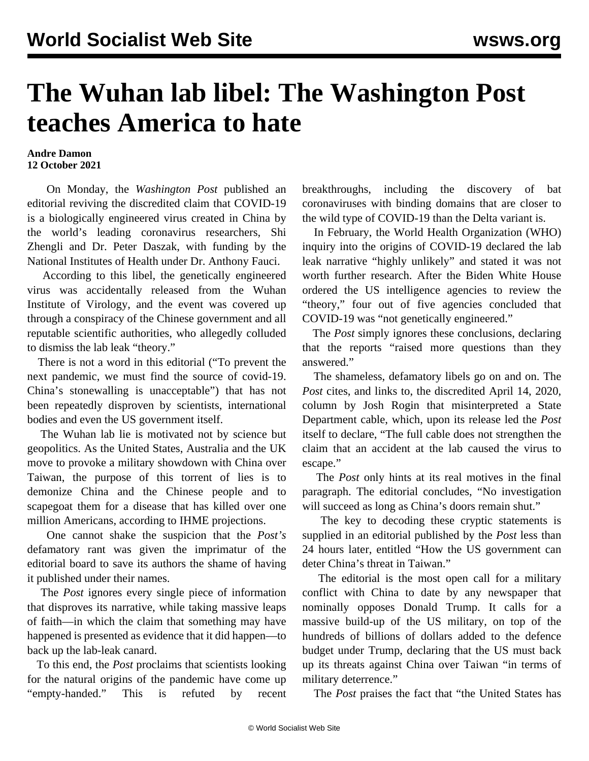# The Wuhan lab libel: The Washington Post teaches America to hate

**Andre Damon**
**12 October 2021**

On Monday, the *Washington Post* published an editorial reviving the discredited claim that COVID-19 is a biologically engineered virus created in China by the world's leading coronavirus researchers, Shi Zhengli and Dr. Peter Daszak, with funding by the National Institutes of Health under Dr. Anthony Fauci.

According to this libel, the genetically engineered virus was accidentally released from the Wuhan Institute of Virology, and the event was covered up through a conspiracy of the Chinese government and all reputable scientific authorities, who allegedly colluded to dismiss the lab leak "theory."

There is not a word in this editorial ("To prevent the next pandemic, we must find the source of covid-19. China's stonewalling is unacceptable") that has not been repeatedly disproven by scientists, international bodies and even the US government itself.

The Wuhan lab lie is motivated not by science but geopolitics. As the United States, Australia and the UK move to provoke a military showdown with China over Taiwan, the purpose of this torrent of lies is to demonize China and the Chinese people and to scapegoat them for a disease that has killed over one million Americans, according to IHME projections.

One cannot shake the suspicion that the *Post's* defamatory rant was given the imprimatur of the editorial board to save its authors the shame of having it published under their names.

The *Post* ignores every single piece of information that disproves its narrative, while taking massive leaps of faith—in which the claim that something may have happened is presented as evidence that it did happen—to back up the lab-leak canard.

To this end, the *Post* proclaims that scientists looking for the natural origins of the pandemic have come up "empty-handed." This is refuted by recent breakthroughs, including the discovery of bat coronaviruses with binding domains that are closer to the wild type of COVID-19 than the Delta variant is.

In February, the World Health Organization (WHO) inquiry into the origins of COVID-19 declared the lab leak narrative "highly unlikely" and stated it was not worth further research. After the Biden White House ordered the US intelligence agencies to review the "theory," four out of five agencies concluded that COVID-19 was "not genetically engineered."

The *Post* simply ignores these conclusions, declaring that the reports "raised more questions than they answered."

The shameless, defamatory libels go on and on. The *Post* cites, and links to, the discredited April 14, 2020, column by Josh Rogin that misinterpreted a State Department cable, which, upon its release led the *Post* itself to declare, "The full cable does not strengthen the claim that an accident at the lab caused the virus to escape."

The *Post* only hints at its real motives in the final paragraph. The editorial concludes, "No investigation will succeed as long as China's doors remain shut."

The key to decoding these cryptic statements is supplied in an editorial published by the *Post* less than 24 hours later, entitled "How the US government can deter China's threat in Taiwan."

The editorial is the most open call for a military conflict with China to date by any newspaper that nominally opposes Donald Trump. It calls for a massive build-up of the US military, on top of the hundreds of billions of dollars added to the defence budget under Trump, declaring that the US must back up its threats against China over Taiwan "in terms of military deterrence."

The *Post* praises the fact that "the United States has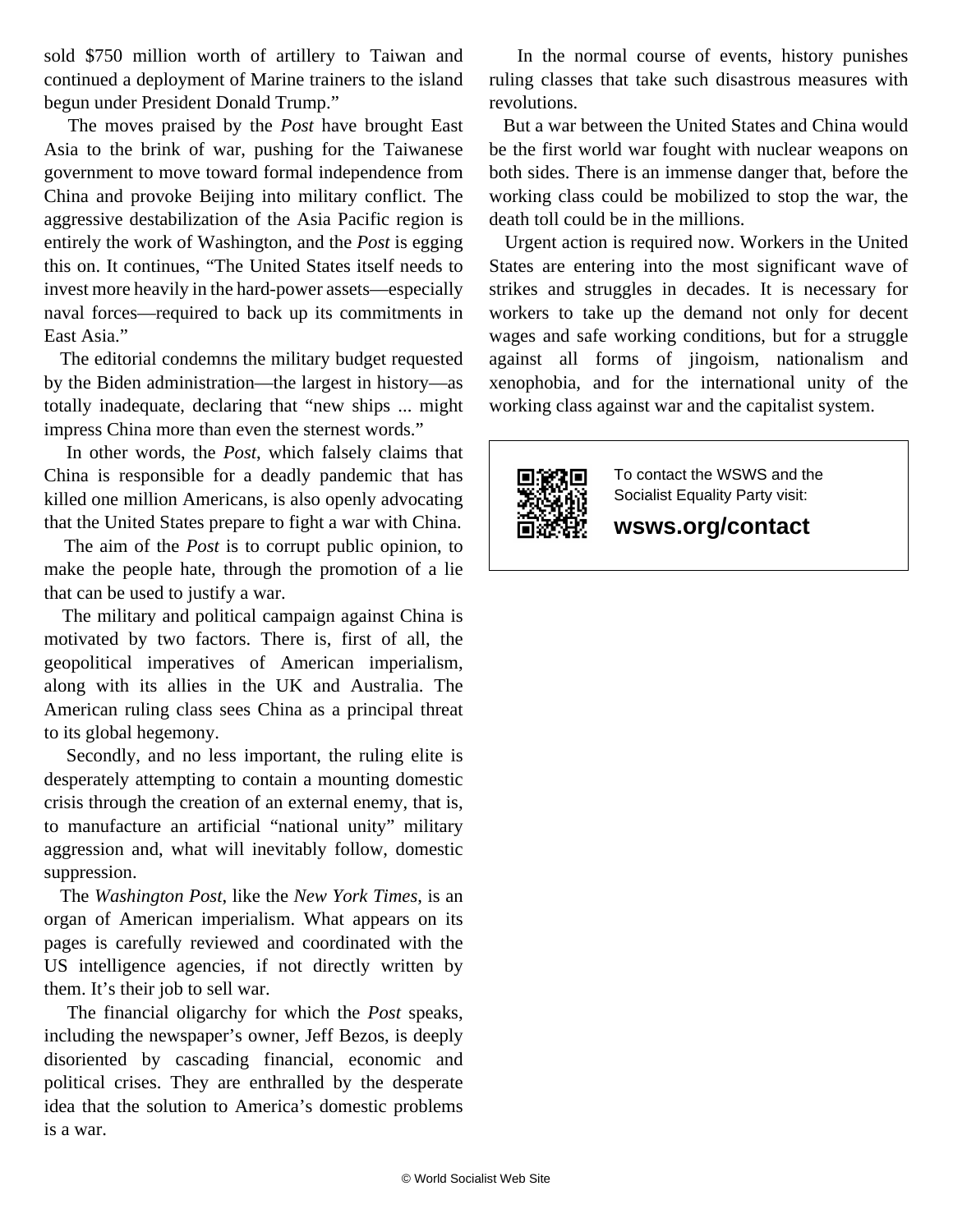sold $750 million worth of artillery to Taiwan and continued a deployment of Marine trainers to the island begun under President Donald Trump."

The moves praised by the *Post* have brought East Asia to the brink of war, pushing for the Taiwanese government to move toward formal independence from China and provoke Beijing into military conflict. The aggressive destabilization of the Asia Pacific region is entirely the work of Washington, and the *Post* is egging this on. It continues, "The United States itself needs to invest more heavily in the hard-power assets—especially naval forces—required to back up its commitments in East Asia."

The editorial condemns the military budget requested by the Biden administration—the largest in history—as totally inadequate, declaring that "new ships ... might impress China more than even the sternest words."

In other words, the *Post*, which falsely claims that China is responsible for a deadly pandemic that has killed one million Americans, is also openly advocating that the United States prepare to fight a war with China.

The aim of the *Post* is to corrupt public opinion, to make the people hate, through the promotion of a lie that can be used to justify a war.

The military and political campaign against China is motivated by two factors. There is, first of all, the geopolitical imperatives of American imperialism, along with its allies in the UK and Australia. The American ruling class sees China as a principal threat to its global hegemony.

Secondly, and no less important, the ruling elite is desperately attempting to contain a mounting domestic crisis through the creation of an external enemy, that is, to manufacture an artificial "national unity" military aggression and, what will inevitably follow, domestic suppression.

The *Washington Post*, like the *New York Times*, is an organ of American imperialism. What appears on its pages is carefully reviewed and coordinated with the US intelligence agencies, if not directly written by them. It's their job to sell war.

The financial oligarchy for which the *Post* speaks, including the newspaper's owner, Jeff Bezos, is deeply disoriented by cascading financial, economic and political crises. They are enthralled by the desperate idea that the solution to America's domestic problems is a war.

In the normal course of events, history punishes ruling classes that take such disastrous measures with revolutions.

But a war between the United States and China would be the first world war fought with nuclear weapons on both sides. There is an immense danger that, before the working class could be mobilized to stop the war, the death toll could be in the millions.

Urgent action is required now. Workers in the United States are entering into the most significant wave of strikes and struggles in decades. It is necessary for workers to take up the demand not only for decent wages and safe working conditions, but for a struggle against all forms of jingoism, nationalism and xenophobia, and for the international unity of the working class against war and the capitalist system.

To contact the WSWS and the Socialist Equality Party visit:

**wsws.org/contact**